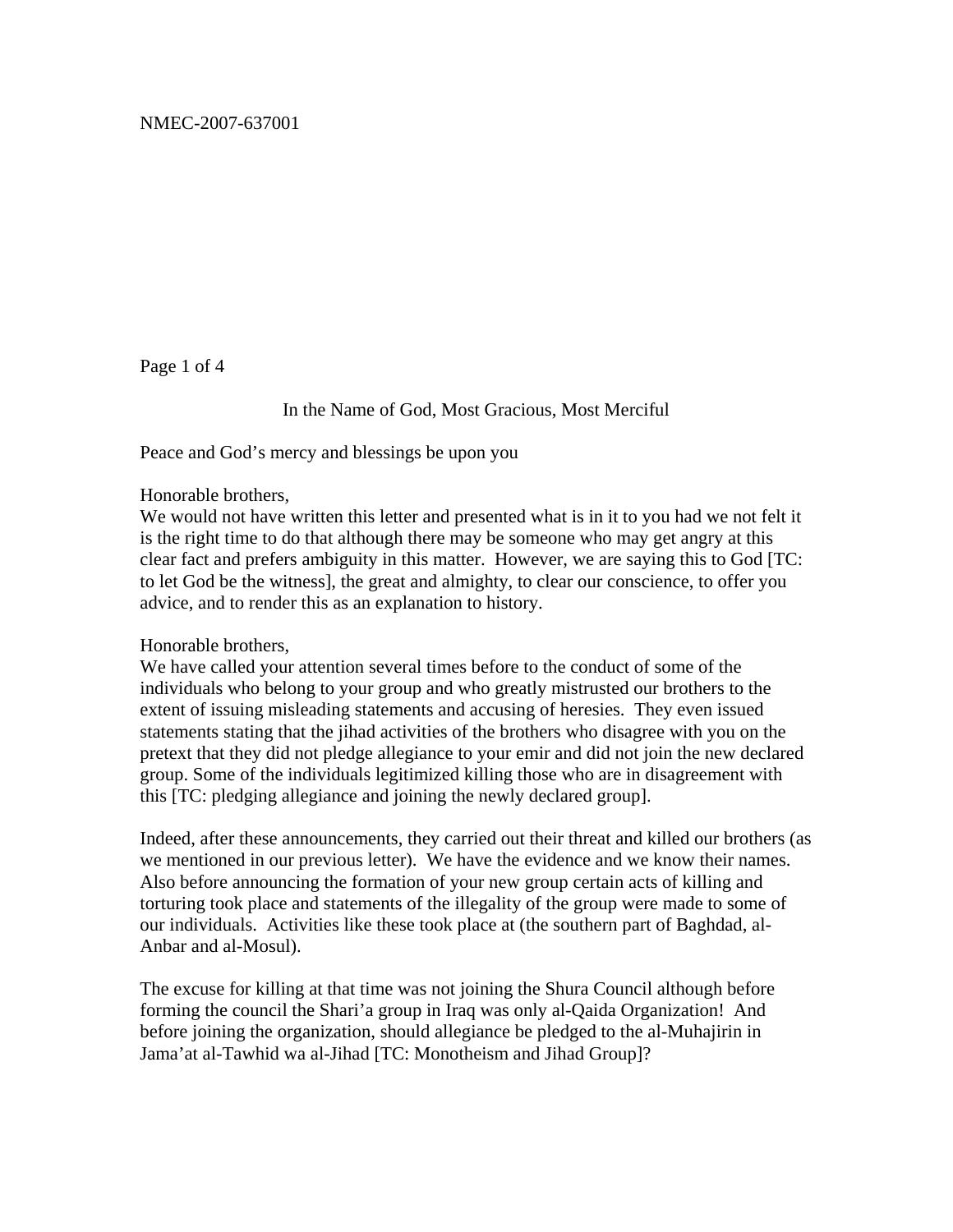NMEC-2007-637001

In the Name of God, Most Gracious, Most Merciful

Peace and God's mercy and blessings be upon you

Honorable brothers,
We would not have written this letter and presented what is in it to you had we not felt it is the right time to do that although there may be someone who may get angry at this clear fact and prefers ambiguity in this matter. However, we are saying this to God [TC: to let God be the witness], the great and almighty, to clear our conscience, to offer you advice, and to render this as an explanation to history.

Honorable brothers,
We have called your attention several times before to the conduct of some of the individuals who belong to your group and who greatly mistrusted our brothers to the extent of issuing misleading statements and accusing of heresies. They even issued statements stating that the jihad activities of the brothers who disagree with you on the pretext that they did not pledge allegiance to your emir and did not join the new declared group. Some of the individuals legitimized killing those who are in disagreement with this [TC: pledging allegiance and joining the newly declared group].

Indeed, after these announcements, they carried out their threat and killed our brothers (as we mentioned in our previous letter). We have the evidence and we know their names. Also before announcing the formation of your new group certain acts of killing and torturing took place and statements of the illegality of the group were made to some of our individuals. Activities like these took place at (the southern part of Baghdad, al-Anbar and al-Mosul).

The excuse for killing at that time was not joining the Shura Council although before forming the council the Shari'a group in Iraq was only al-Qaida Organization! And before joining the organization, should allegiance be pledged to the al-Muhajirin in Jama'at al-Tawhid wa al-Jihad [TC: Monotheism and Jihad Group]?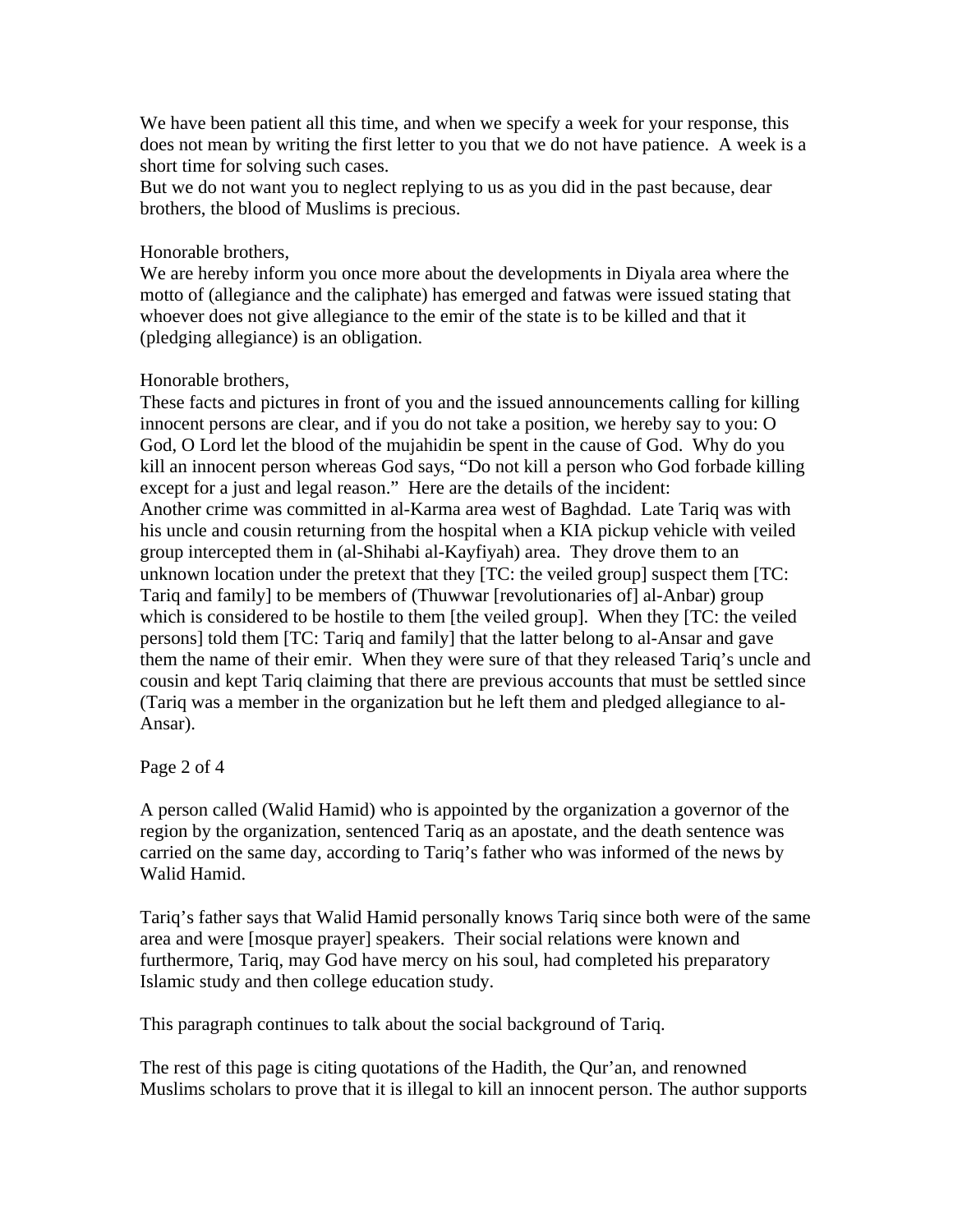We have been patient all this time, and when we specify a week for your response, this does not mean by writing the first letter to you that we do not have patience. A week is a short time for solving such cases.
But we do not want you to neglect replying to us as you did in the past because, dear brothers, the blood of Muslims is precious.

Honorable brothers,
We are hereby inform you once more about the developments in Diyala area where the motto of (allegiance and the caliphate) has emerged and fatwas were issued stating that whoever does not give allegiance to the emir of the state is to be killed and that it (pledging allegiance) is an obligation.

Honorable brothers,
These facts and pictures in front of you and the issued announcements calling for killing innocent persons are clear, and if you do not take a position, we hereby say to you: O God, O Lord let the blood of the mujahidin be spent in the cause of God. Why do you kill an innocent person whereas God says, "Do not kill a person who God forbade killing except for a just and legal reason." Here are the details of the incident:
Another crime was committed in al-Karma area west of Baghdad. Late Tariq was with his uncle and cousin returning from the hospital when a KIA pickup vehicle with veiled group intercepted them in (al-Shihabi al-Kayfiyah) area. They drove them to an unknown location under the pretext that they [TC: the veiled group] suspect them [TC: Tariq and family] to be members of (Thuwwar [revolutionaries of] al-Anbar) group which is considered to be hostile to them [the veiled group]. When they [TC: the veiled persons] told them [TC: Tariq and family] that the latter belong to al-Ansar and gave them the name of their emir. When they were sure of that they released Tariq's uncle and cousin and kept Tariq claiming that there are previous accounts that must be settled since (Tariq was a member in the organization but he left them and pledged allegiance to al-Ansar).

A person called (Walid Hamid) who is appointed by the organization a governor of the region by the organization, sentenced Tariq as an apostate, and the death sentence was carried on the same day, according to Tariq's father who was informed of the news by Walid Hamid.

Tariq's father says that Walid Hamid personally knows Tariq since both were of the same area and were [mosque prayer] speakers. Their social relations were known and furthermore, Tariq, may God have mercy on his soul, had completed his preparatory Islamic study and then college education study.

This paragraph continues to talk about the social background of Tariq.

The rest of this page is citing quotations of the Hadith, the Qur'an, and renowned Muslims scholars to prove that it is illegal to kill an innocent person. The author supports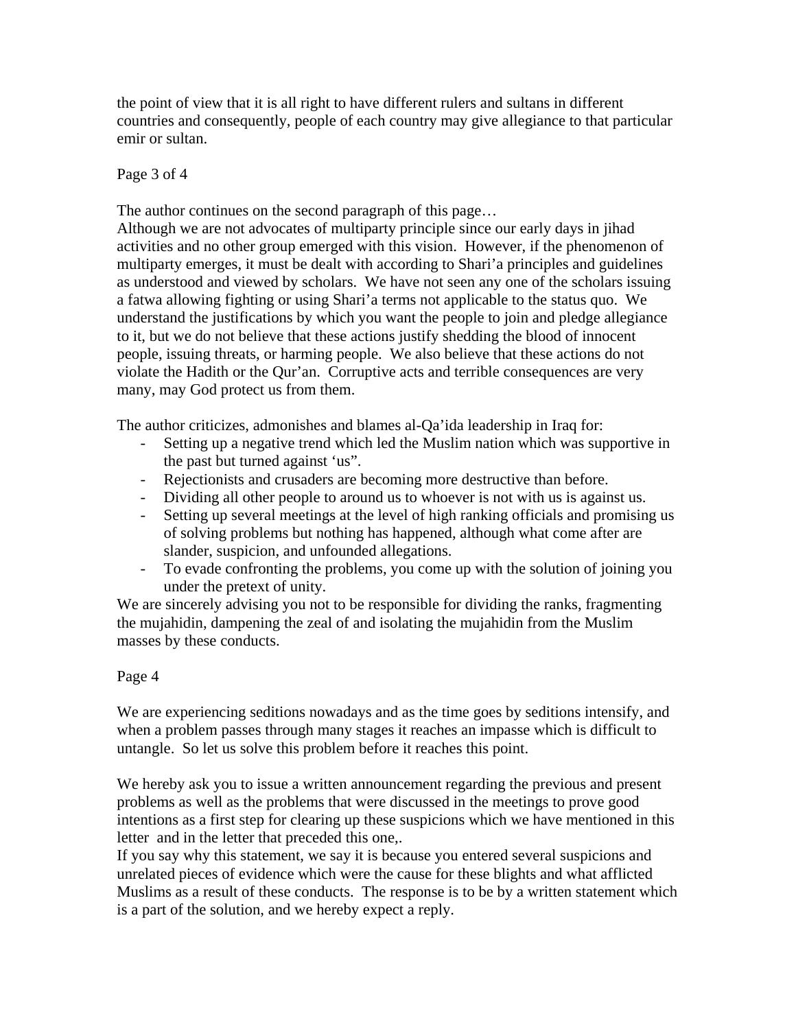the point of view that it is all right to have different rulers and sultans in different countries and consequently, people of each country may give allegiance to that particular emir or sultan.

Page 3 of 4

The author continues on the second paragraph of this page…
Although we are not advocates of multiparty principle since our early days in jihad activities and no other group emerged with this vision. However, if the phenomenon of multiparty emerges, it must be dealt with according to Shari'a principles and guidelines as understood and viewed by scholars. We have not seen any one of the scholars issuing a fatwa allowing fighting or using Shari'a terms not applicable to the status quo. We understand the justifications by which you want the people to join and pledge allegiance to it, but we do not believe that these actions justify shedding the blood of innocent people, issuing threats, or harming people. We also believe that these actions do not violate the Hadith or the Qur'an. Corruptive acts and terrible consequences are very many, may God protect us from them.

The author criticizes, admonishes and blames al-Qa'ida leadership in Iraq for:

- Setting up a negative trend which led the Muslim nation which was supportive in the past but turned against 'us".
- Rejectionists and crusaders are becoming more destructive than before.
- Dividing all other people to around us to whoever is not with us is against us.
- Setting up several meetings at the level of high ranking officials and promising us of solving problems but nothing has happened, although what come after are slander, suspicion, and unfounded allegations.
- To evade confronting the problems, you come up with the solution of joining you under the pretext of unity.

We are sincerely advising you not to be responsible for dividing the ranks, fragmenting the mujahidin, dampening the zeal of and isolating the mujahidin from the Muslim masses by these conducts.

Page 4

We are experiencing seditions nowadays and as the time goes by seditions intensify, and when a problem passes through many stages it reaches an impasse which is difficult to untangle. So let us solve this problem before it reaches this point.

We hereby ask you to issue a written announcement regarding the previous and present problems as well as the problems that were discussed in the meetings to prove good intentions as a first step for clearing up these suspicions which we have mentioned in this letter and in the letter that preceded this one,.
If you say why this statement, we say it is because you entered several suspicions and unrelated pieces of evidence which were the cause for these blights and what afflicted Muslims as a result of these conducts. The response is to be by a written statement which is a part of the solution, and we hereby expect a reply.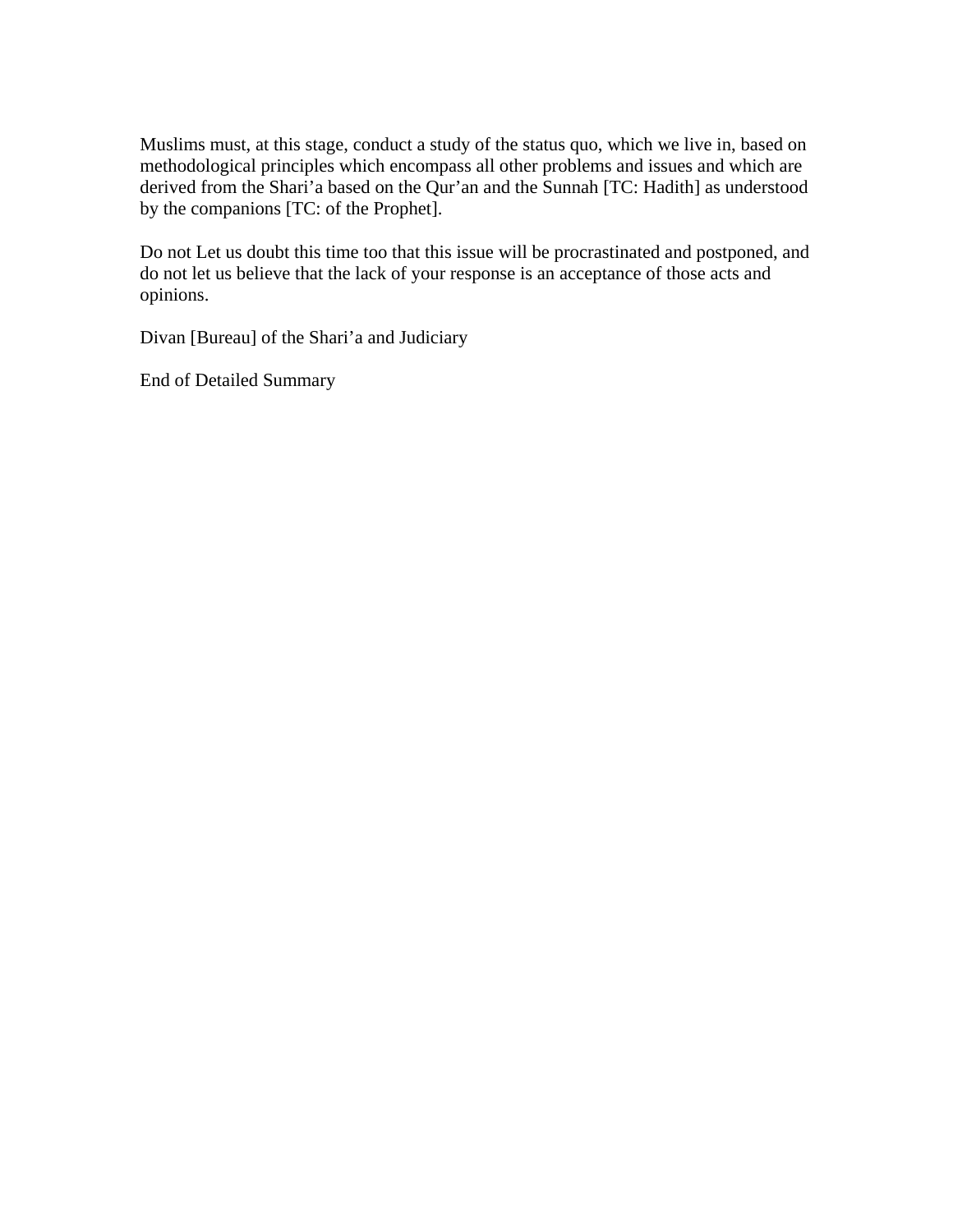Muslims must, at this stage, conduct a study of the status quo, which we live in, based on methodological principles which encompass all other problems and issues and which are derived from the Shari'a based on the Qur'an and the Sunnah [TC: Hadith] as understood by the companions [TC: of the Prophet].

Do not Let us doubt this time too that this issue will be procrastinated and postponed, and do not let us believe that the lack of your response is an acceptance of those acts and opinions.

Divan [Bureau] of the Shari'a and Judiciary

End of Detailed Summary